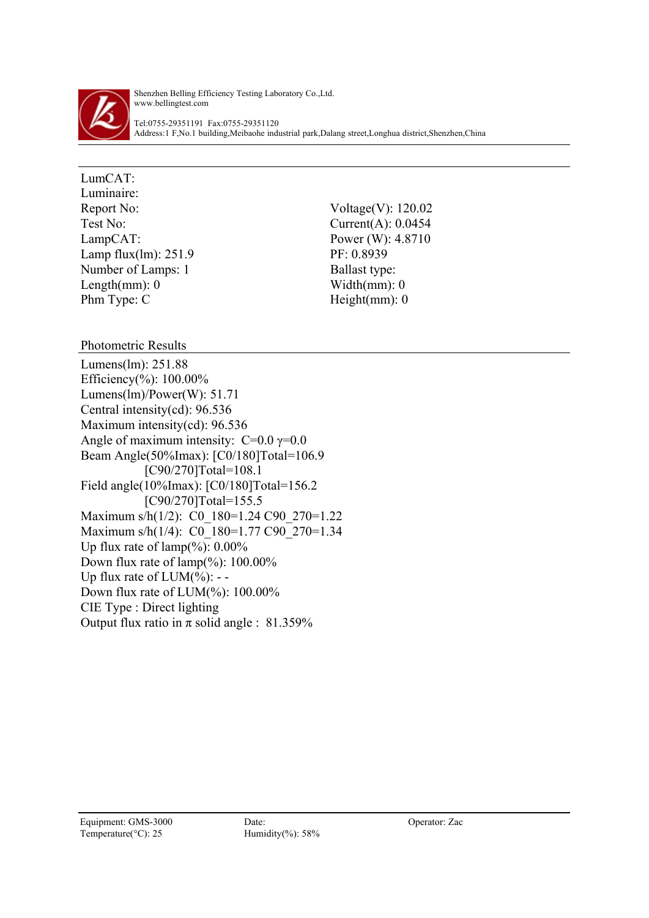Shenzhen Belling Efficiency Testing Laboratory Co.,Ltd.
www.bellingtest.com

Tel:0755-29351191 Fax:0755-29351120
Address:1 F,No.1 building,Meibaohe industrial park,Dalang street,Longhua district,Shenzhen,China

---

LumCAT:
Luminaire:

| | |
|---|---|
| Report No: | Voltage(V): 120.02 |
| Test No: | Current(A): 0.0454 |
| LampCAT: | Power (W): 4.8710 |
| Lamp flux(lm): 251.9 | PF: 0.8939 |
| Number of Lamps: 1 | Ballast type: |
| Length(mm): 0 | Width(mm): 0 |
| Phm Type: C | Height(mm): 0 |

## Photometric Results

Lumens(lm): 251.88
Efficiency(%): 100.00%
Lumens(lm)/Power(W): 51.71
Central intensity(cd): 96.536
Maximum intensity(cd): 96.536
Angle of maximum intensity: C=0.0 γ=0.0
Beam Angle(50%Imax): [C0/180]Total=106.9
[C90/270]Total=108.1
Field angle(10%Imax): [C0/180]Total=156.2
[C90/270]Total=155.5
Maximum s/h(1/2): C0_180=1.24 C90_270=1.22
Maximum s/h(1/4): C0_180=1.77 C90_270=1.34
Up flux rate of lamp(%): 0.00%
Down flux rate of lamp(%): 100.00%
Up flux rate of LUM(%): - -
Down flux rate of LUM(%): 100.00%
CIE Type : Direct lighting
Output flux ratio in π solid angle : 81.359%

---

| | | |
|---|---|---|
| Equipment: GMS-3000 | Date: | Operator: Zac |
| Temperature(°C): 25 | Humidity(%): 58% | |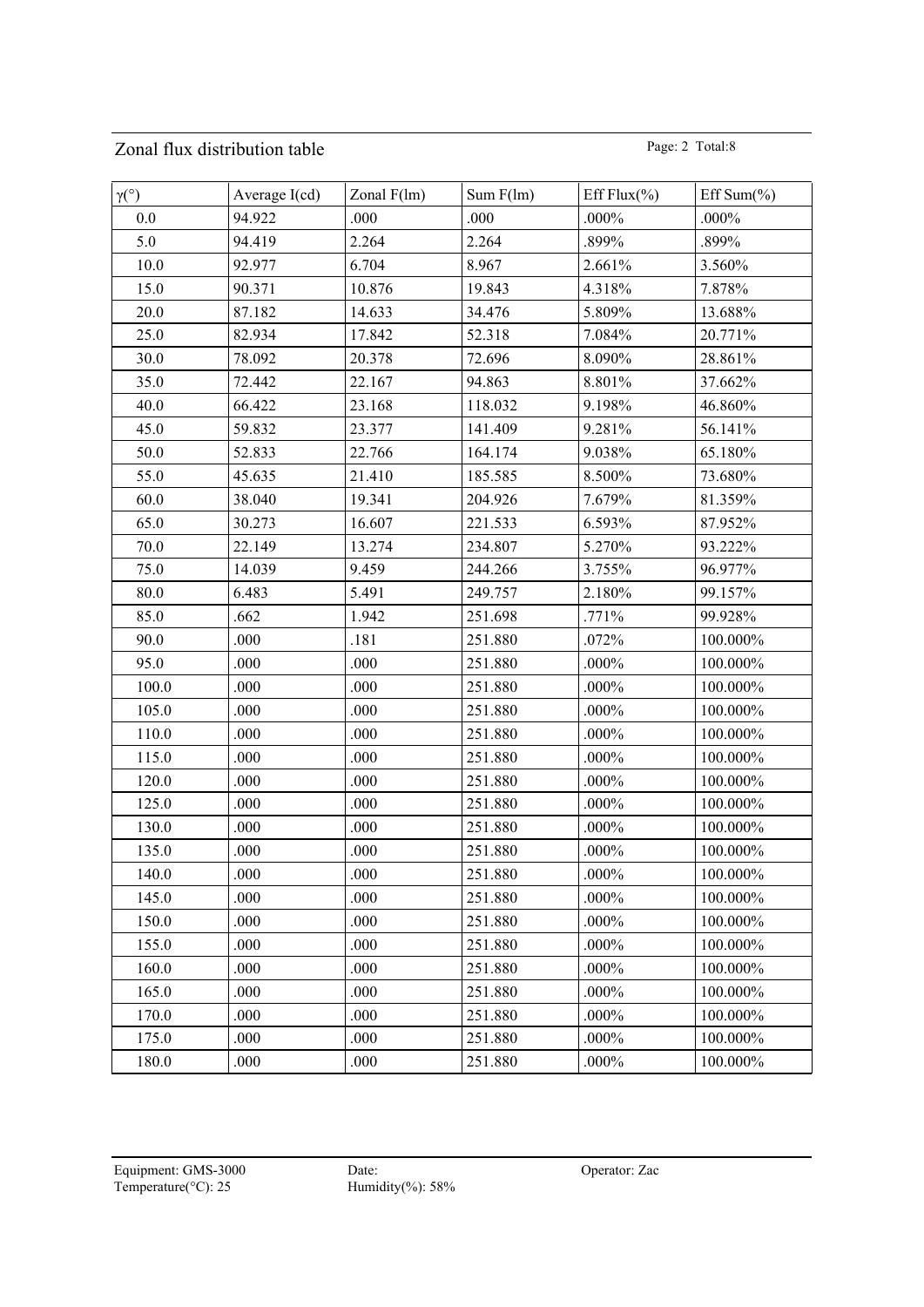## Zonal flux distribution table

| γ(°) | Average I(cd) | Zonal F(lm) | Sum F(lm) | Eff Flux(%) | Eff Sum(%) |
|---|---|---|---|---|---|
| 0.0 | 94.922 | .000 | .000 | .000% | .000% |
| 5.0 | 94.419 | 2.264 | 2.264 | .899% | .899% |
| 10.0 | 92.977 | 6.704 | 8.967 | 2.661% | 3.560% |
| 15.0 | 90.371 | 10.876 | 19.843 | 4.318% | 7.878% |
| 20.0 | 87.182 | 14.633 | 34.476 | 5.809% | 13.688% |
| 25.0 | 82.934 | 17.842 | 52.318 | 7.084% | 20.771% |
| 30.0 | 78.092 | 20.378 | 72.696 | 8.090% | 28.861% |
| 35.0 | 72.442 | 22.167 | 94.863 | 8.801% | 37.662% |
| 40.0 | 66.422 | 23.168 | 118.032 | 9.198% | 46.860% |
| 45.0 | 59.832 | 23.377 | 141.409 | 9.281% | 56.141% |
| 50.0 | 52.833 | 22.766 | 164.174 | 9.038% | 65.180% |
| 55.0 | 45.635 | 21.410 | 185.585 | 8.500% | 73.680% |
| 60.0 | 38.040 | 19.341 | 204.926 | 7.679% | 81.359% |
| 65.0 | 30.273 | 16.607 | 221.533 | 6.593% | 87.952% |
| 70.0 | 22.149 | 13.274 | 234.807 | 5.270% | 93.222% |
| 75.0 | 14.039 | 9.459 | 244.266 | 3.755% | 96.977% |
| 80.0 | 6.483 | 5.491 | 249.757 | 2.180% | 99.157% |
| 85.0 | .662 | 1.942 | 251.698 | .771% | 99.928% |
| 90.0 | .000 | .181 | 251.880 | .072% | 100.000% |
| 95.0 | .000 | .000 | 251.880 | .000% | 100.000% |
| 100.0 | .000 | .000 | 251.880 | .000% | 100.000% |
| 105.0 | .000 | .000 | 251.880 | .000% | 100.000% |
| 110.0 | .000 | .000 | 251.880 | .000% | 100.000% |
| 115.0 | .000 | .000 | 251.880 | .000% | 100.000% |
| 120.0 | .000 | .000 | 251.880 | .000% | 100.000% |
| 125.0 | .000 | .000 | 251.880 | .000% | 100.000% |
| 130.0 | .000 | .000 | 251.880 | .000% | 100.000% |
| 135.0 | .000 | .000 | 251.880 | .000% | 100.000% |
| 140.0 | .000 | .000 | 251.880 | .000% | 100.000% |
| 145.0 | .000 | .000 | 251.880 | .000% | 100.000% |
| 150.0 | .000 | .000 | 251.880 | .000% | 100.000% |
| 155.0 | .000 | .000 | 251.880 | .000% | 100.000% |
| 160.0 | .000 | .000 | 251.880 | .000% | 100.000% |
| 165.0 | .000 | .000 | 251.880 | .000% | 100.000% |
| 170.0 | .000 | .000 | 251.880 | .000% | 100.000% |
| 175.0 | .000 | .000 | 251.880 | .000% | 100.000% |
| 180.0 | .000 | .000 | 251.880 | .000% | 100.000% |

Equipment: GMS-3000　　Date:　　Operator: Zac
Temperature(°C): 25　　Humidity(%): 58%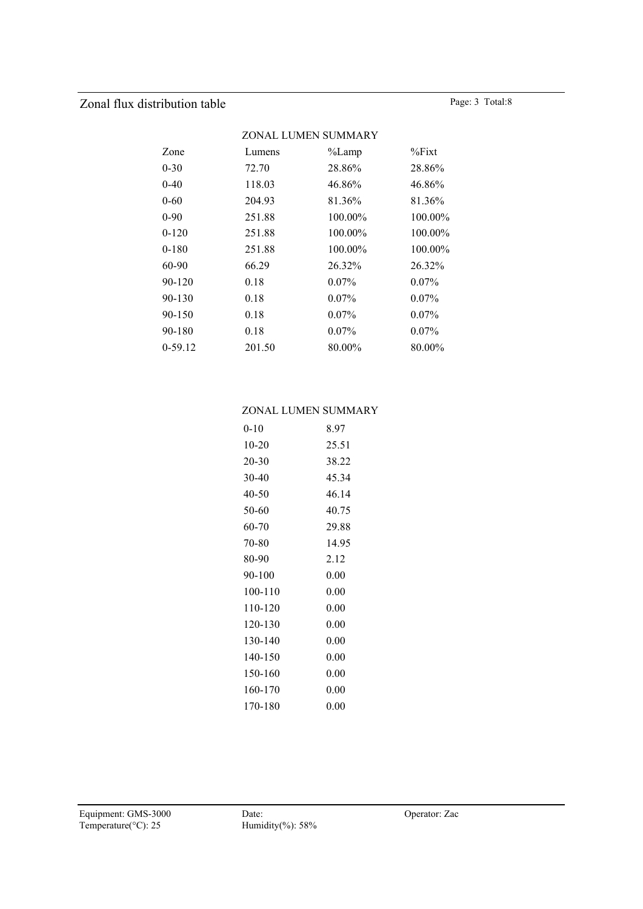## Zonal flux distribution table

### ZONAL LUMEN SUMMARY

| Zone | Lumens | %Lamp | %Fixt |
|---|---|---|---|
| 0-30 | 72.70 | 28.86% | 28.86% |
| 0-40 | 118.03 | 46.86% | 46.86% |
| 0-60 | 204.93 | 81.36% | 81.36% |
| 0-90 | 251.88 | 100.00% | 100.00% |
| 0-120 | 251.88 | 100.00% | 100.00% |
| 0-180 | 251.88 | 100.00% | 100.00% |
| 60-90 | 66.29 | 26.32% | 26.32% |
| 90-120 | 0.18 | 0.07% | 0.07% |
| 90-130 | 0.18 | 0.07% | 0.07% |
| 90-150 | 0.18 | 0.07% | 0.07% |
| 90-180 | 0.18 | 0.07% | 0.07% |
| 0-59.12 | 201.50 | 80.00% | 80.00% |

### ZONAL LUMEN SUMMARY

| Zone | Lumens |
|---|---|
| 0-10 | 8.97 |
| 10-20 | 25.51 |
| 20-30 | 38.22 |
| 30-40 | 45.34 |
| 40-50 | 46.14 |
| 50-60 | 40.75 |
| 60-70 | 29.88 |
| 70-80 | 14.95 |
| 80-90 | 2.12 |
| 90-100 | 0.00 |
| 100-110 | 0.00 |
| 110-120 | 0.00 |
| 120-130 | 0.00 |
| 130-140 | 0.00 |
| 140-150 | 0.00 |
| 150-160 | 0.00 |
| 160-170 | 0.00 |
| 170-180 | 0.00 |

Equipment: GMS-3000 Date: Operator: Zac
Temperature(°C): 25 Humidity(%): 58%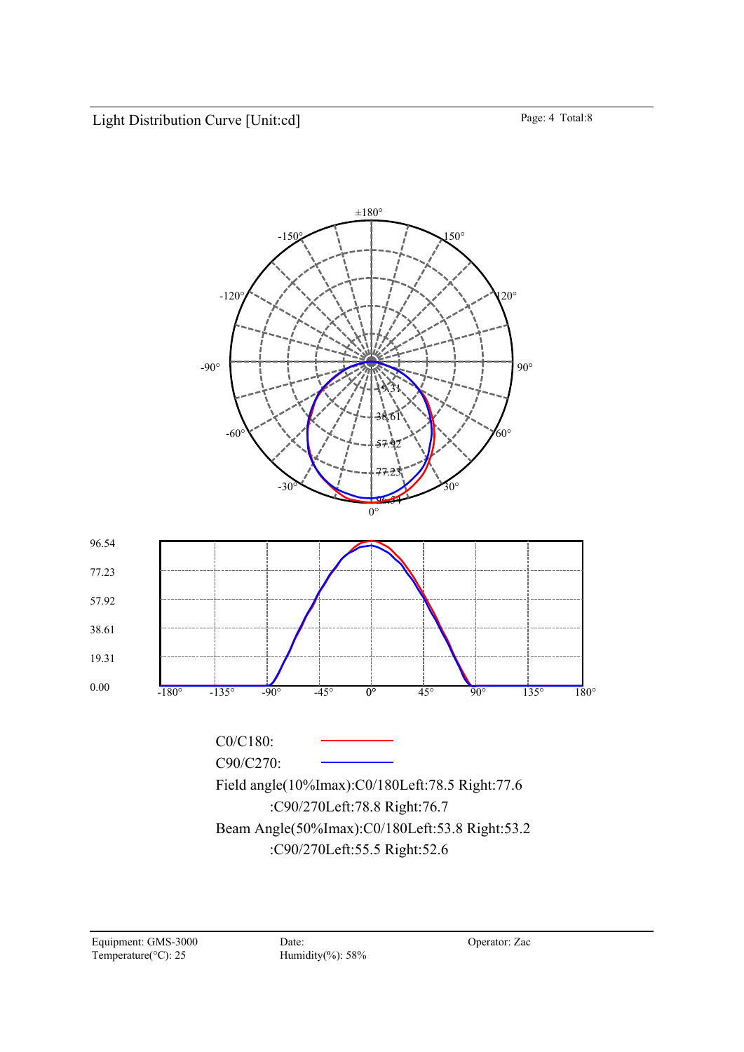Light Distribution Curve [Unit:cd]

C0/C180:

C90/C270:

Field angle(10%Imax):C0/180Left:78.5 Right:77.6

:C90/270Left:78.8 Right:76.7

Beam Angle(50%Imax):C0/180Left:53.8 Right:53.2

:C90/270Left:55.5 Right:52.6

Equipment: GMS-3000
Temperature(°C): 25

Date:
Humidity(%): 58%

Operator: Zac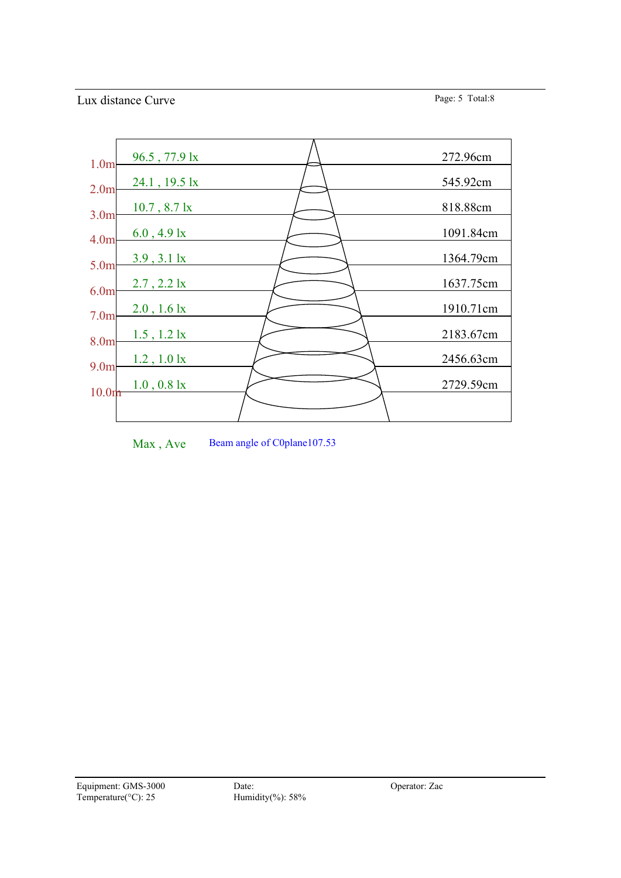## Lux distance Curve

| Distance | Max , Ave | Diameter |
|---|---|---|
| 1.0m | 96.5 , 77.9 lx | 272.96cm |
| 2.0m | 24.1 , 19.5 lx | 545.92cm |
| 3.0m | 10.7 , 8.7 lx | 818.88cm |
| 4.0m | 6.0 , 4.9 lx | 1091.84cm |
| 5.0m | 3.9 , 3.1 lx | 1364.79cm |
| 6.0m | 2.7 , 2.2 lx | 1637.75cm |
| 7.0m | 2.0 , 1.6 lx | 1910.71cm |
| 8.0m | 1.5 , 1.2 lx | 2183.67cm |
| 9.0m | 1.2 , 1.0 lx | 2456.63cm |
| 10.0m | 1.0 , 0.8 lx | 2729.59cm |

Max , Ave    Beam angle of C0plane107.53

Equipment: GMS-3000
Temperature(°C): 25
Date:
Humidity(%): 58%
Operator: Zac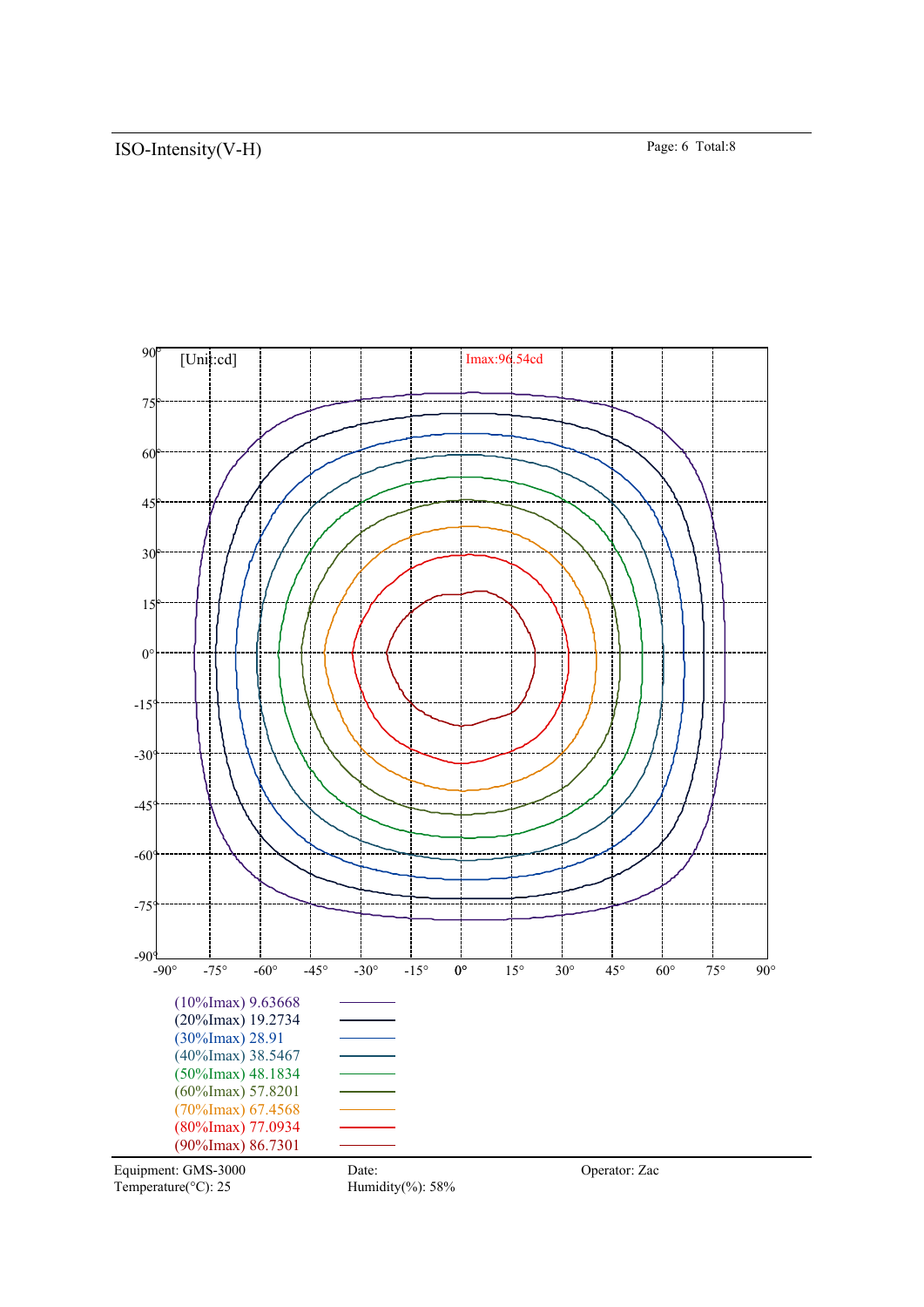## ISO-Intensity(V-H)

[Unit:cd]

Imax:96.54cd

(10%Imax) 9.63668
(20%Imax) 19.2734
(30%Imax) 28.91
(40%Imax) 38.5467
(50%Imax) 48.1834
(60%Imax) 57.8201
(70%Imax) 67.4568
(80%Imax) 77.0934
(90%Imax) 86.7301

Equipment: GMS-3000
Temperature(°C): 25

Date:
Humidity(%): 58%

Operator: Zac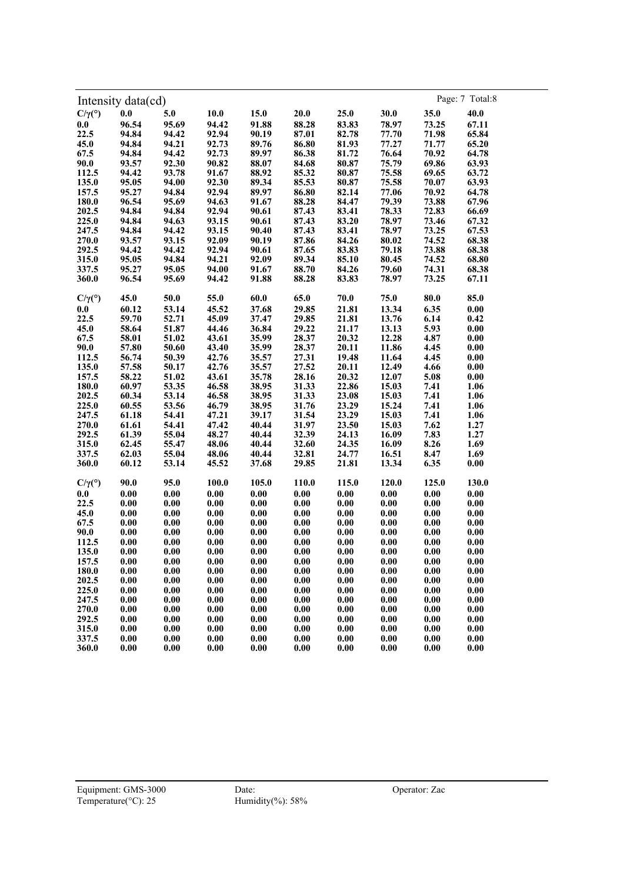## Intensity data(cd)

| C/γ(°) | 0.0 | 5.0 | 10.0 | 15.0 | 20.0 | 25.0 | 30.0 | 35.0 | 40.0 |
|---|---|---|---|---|---|---|---|---|---|
| 0.0 | 96.54 | 95.69 | 94.42 | 91.88 | 88.28 | 83.83 | 78.97 | 73.25 | 67.11 |
| 22.5 | 94.84 | 94.42 | 92.94 | 90.19 | 87.01 | 82.78 | 77.70 | 71.98 | 65.84 |
| 45.0 | 94.84 | 94.21 | 92.73 | 89.76 | 86.80 | 81.93 | 77.27 | 71.77 | 65.20 |
| 67.5 | 94.84 | 94.42 | 92.73 | 89.97 | 86.38 | 81.72 | 76.64 | 70.92 | 64.78 |
| 90.0 | 93.57 | 92.30 | 90.82 | 88.07 | 84.68 | 80.87 | 75.79 | 69.86 | 63.93 |
| 112.5 | 94.42 | 93.78 | 91.67 | 88.92 | 85.32 | 80.87 | 75.58 | 69.65 | 63.72 |
| 135.0 | 95.05 | 94.00 | 92.30 | 89.34 | 85.53 | 80.87 | 75.58 | 70.07 | 63.93 |
| 157.5 | 95.27 | 94.84 | 92.94 | 89.97 | 86.80 | 82.14 | 77.06 | 70.92 | 64.78 |
| 180.0 | 96.54 | 95.69 | 94.63 | 91.67 | 88.28 | 84.47 | 79.39 | 73.88 | 67.96 |
| 202.5 | 94.84 | 94.84 | 92.94 | 90.61 | 87.43 | 83.41 | 78.33 | 72.83 | 66.69 |
| 225.0 | 94.84 | 94.63 | 93.15 | 90.61 | 87.43 | 83.20 | 78.97 | 73.46 | 67.32 |
| 247.5 | 94.84 | 94.42 | 93.15 | 90.40 | 87.43 | 83.41 | 78.97 | 73.25 | 67.53 |
| 270.0 | 93.57 | 93.15 | 92.09 | 90.19 | 87.86 | 84.26 | 80.02 | 74.52 | 68.38 |
| 292.5 | 94.42 | 94.42 | 92.94 | 90.61 | 87.65 | 83.83 | 79.18 | 73.88 | 68.38 |
| 315.0 | 95.05 | 94.84 | 94.21 | 92.09 | 89.34 | 85.10 | 80.45 | 74.52 | 68.80 |
| 337.5 | 95.27 | 95.05 | 94.00 | 91.67 | 88.70 | 84.26 | 79.60 | 74.31 | 68.38 |
| 360.0 | 96.54 | 95.69 | 94.42 | 91.88 | 88.28 | 83.83 | 78.97 | 73.25 | 67.11 |

| C/γ(°) | 45.0 | 50.0 | 55.0 | 60.0 | 65.0 | 70.0 | 75.0 | 80.0 | 85.0 |
|---|---|---|---|---|---|---|---|---|---|
| 0.0 | 60.12 | 53.14 | 45.52 | 37.68 | 29.85 | 21.81 | 13.34 | 6.35 | 0.00 |
| 22.5 | 59.70 | 52.71 | 45.09 | 37.47 | 29.85 | 21.81 | 13.76 | 6.14 | 0.42 |
| 45.0 | 58.64 | 51.87 | 44.46 | 36.84 | 29.22 | 21.17 | 13.13 | 5.93 | 0.00 |
| 67.5 | 58.01 | 51.02 | 43.61 | 35.99 | 28.37 | 20.32 | 12.28 | 4.87 | 0.00 |
| 90.0 | 57.80 | 50.60 | 43.40 | 35.99 | 28.37 | 20.11 | 11.86 | 4.45 | 0.00 |
| 112.5 | 56.74 | 50.39 | 42.76 | 35.57 | 27.31 | 19.48 | 11.64 | 4.45 | 0.00 |
| 135.0 | 57.58 | 50.17 | 42.76 | 35.57 | 27.52 | 20.11 | 12.49 | 4.66 | 0.00 |
| 157.5 | 58.22 | 51.02 | 43.61 | 35.78 | 28.16 | 20.32 | 12.07 | 5.08 | 0.00 |
| 180.0 | 60.97 | 53.35 | 46.58 | 38.95 | 31.33 | 22.86 | 15.03 | 7.41 | 1.06 |
| 202.5 | 60.34 | 53.14 | 46.58 | 38.95 | 31.33 | 23.08 | 15.03 | 7.41 | 1.06 |
| 225.0 | 60.55 | 53.56 | 46.79 | 38.95 | 31.76 | 23.29 | 15.24 | 7.41 | 1.06 |
| 247.5 | 61.18 | 54.41 | 47.21 | 39.17 | 31.54 | 23.29 | 15.03 | 7.41 | 1.06 |
| 270.0 | 61.61 | 54.41 | 47.42 | 40.44 | 31.97 | 23.50 | 15.03 | 7.62 | 1.27 |
| 292.5 | 61.39 | 55.04 | 48.27 | 40.44 | 32.39 | 24.13 | 16.09 | 7.83 | 1.27 |
| 315.0 | 62.45 | 55.47 | 48.06 | 40.44 | 32.60 | 24.35 | 16.09 | 8.26 | 1.69 |
| 337.5 | 62.03 | 55.04 | 48.06 | 40.44 | 32.81 | 24.77 | 16.51 | 8.47 | 1.69 |
| 360.0 | 60.12 | 53.14 | 45.52 | 37.68 | 29.85 | 21.81 | 13.34 | 6.35 | 0.00 |

| C/γ(°) | 90.0 | 95.0 | 100.0 | 105.0 | 110.0 | 115.0 | 120.0 | 125.0 | 130.0 |
|---|---|---|---|---|---|---|---|---|---|
| 0.0 | 0.00 | 0.00 | 0.00 | 0.00 | 0.00 | 0.00 | 0.00 | 0.00 | 0.00 |
| 22.5 | 0.00 | 0.00 | 0.00 | 0.00 | 0.00 | 0.00 | 0.00 | 0.00 | 0.00 |
| 45.0 | 0.00 | 0.00 | 0.00 | 0.00 | 0.00 | 0.00 | 0.00 | 0.00 | 0.00 |
| 67.5 | 0.00 | 0.00 | 0.00 | 0.00 | 0.00 | 0.00 | 0.00 | 0.00 | 0.00 |
| 90.0 | 0.00 | 0.00 | 0.00 | 0.00 | 0.00 | 0.00 | 0.00 | 0.00 | 0.00 |
| 112.5 | 0.00 | 0.00 | 0.00 | 0.00 | 0.00 | 0.00 | 0.00 | 0.00 | 0.00 |
| 135.0 | 0.00 | 0.00 | 0.00 | 0.00 | 0.00 | 0.00 | 0.00 | 0.00 | 0.00 |
| 157.5 | 0.00 | 0.00 | 0.00 | 0.00 | 0.00 | 0.00 | 0.00 | 0.00 | 0.00 |
| 180.0 | 0.00 | 0.00 | 0.00 | 0.00 | 0.00 | 0.00 | 0.00 | 0.00 | 0.00 |
| 202.5 | 0.00 | 0.00 | 0.00 | 0.00 | 0.00 | 0.00 | 0.00 | 0.00 | 0.00 |
| 225.0 | 0.00 | 0.00 | 0.00 | 0.00 | 0.00 | 0.00 | 0.00 | 0.00 | 0.00 |
| 247.5 | 0.00 | 0.00 | 0.00 | 0.00 | 0.00 | 0.00 | 0.00 | 0.00 | 0.00 |
| 270.0 | 0.00 | 0.00 | 0.00 | 0.00 | 0.00 | 0.00 | 0.00 | 0.00 | 0.00 |
| 292.5 | 0.00 | 0.00 | 0.00 | 0.00 | 0.00 | 0.00 | 0.00 | 0.00 | 0.00 |
| 315.0 | 0.00 | 0.00 | 0.00 | 0.00 | 0.00 | 0.00 | 0.00 | 0.00 | 0.00 |
| 337.5 | 0.00 | 0.00 | 0.00 | 0.00 | 0.00 | 0.00 | 0.00 | 0.00 | 0.00 |
| 360.0 | 0.00 | 0.00 | 0.00 | 0.00 | 0.00 | 0.00 | 0.00 | 0.00 | 0.00 |

Equipment: GMS-3000
Temperature(°C): 25
Date:
Humidity(%): 58%
Operator: Zac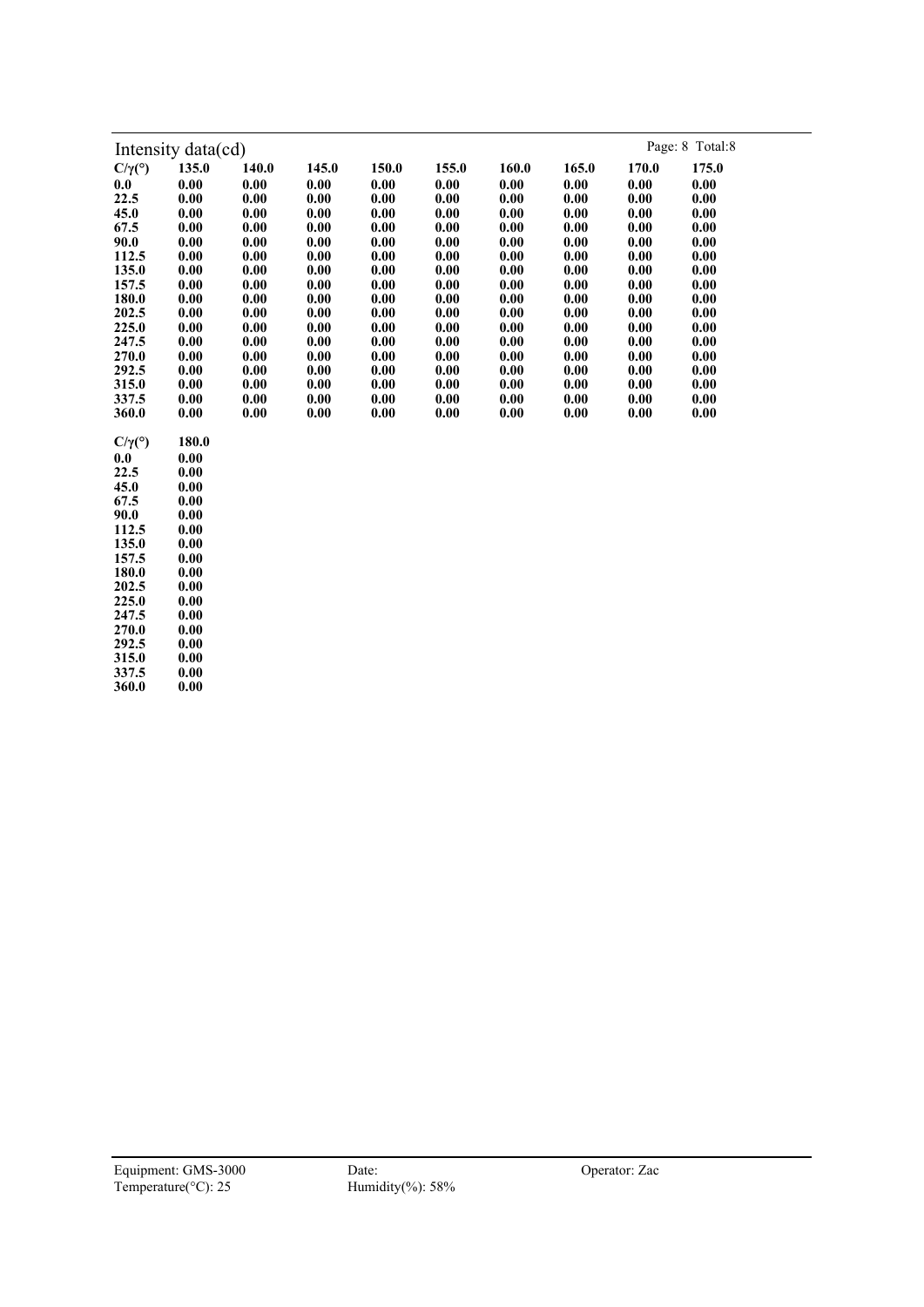Intensity data(cd)

| C/γ(°) | 135.0 | 140.0 | 145.0 | 150.0 | 155.0 | 160.0 | 165.0 | 170.0 | 175.0 |
|---|---|---|---|---|---|---|---|---|---|
| 0.0 | 0.00 | 0.00 | 0.00 | 0.00 | 0.00 | 0.00 | 0.00 | 0.00 | 0.00 |
| 22.5 | 0.00 | 0.00 | 0.00 | 0.00 | 0.00 | 0.00 | 0.00 | 0.00 | 0.00 |
| 45.0 | 0.00 | 0.00 | 0.00 | 0.00 | 0.00 | 0.00 | 0.00 | 0.00 | 0.00 |
| 67.5 | 0.00 | 0.00 | 0.00 | 0.00 | 0.00 | 0.00 | 0.00 | 0.00 | 0.00 |
| 90.0 | 0.00 | 0.00 | 0.00 | 0.00 | 0.00 | 0.00 | 0.00 | 0.00 | 0.00 |
| 112.5 | 0.00 | 0.00 | 0.00 | 0.00 | 0.00 | 0.00 | 0.00 | 0.00 | 0.00 |
| 135.0 | 0.00 | 0.00 | 0.00 | 0.00 | 0.00 | 0.00 | 0.00 | 0.00 | 0.00 |
| 157.5 | 0.00 | 0.00 | 0.00 | 0.00 | 0.00 | 0.00 | 0.00 | 0.00 | 0.00 |
| 180.0 | 0.00 | 0.00 | 0.00 | 0.00 | 0.00 | 0.00 | 0.00 | 0.00 | 0.00 |
| 202.5 | 0.00 | 0.00 | 0.00 | 0.00 | 0.00 | 0.00 | 0.00 | 0.00 | 0.00 |
| 225.0 | 0.00 | 0.00 | 0.00 | 0.00 | 0.00 | 0.00 | 0.00 | 0.00 | 0.00 |
| 247.5 | 0.00 | 0.00 | 0.00 | 0.00 | 0.00 | 0.00 | 0.00 | 0.00 | 0.00 |
| 270.0 | 0.00 | 0.00 | 0.00 | 0.00 | 0.00 | 0.00 | 0.00 | 0.00 | 0.00 |
| 292.5 | 0.00 | 0.00 | 0.00 | 0.00 | 0.00 | 0.00 | 0.00 | 0.00 | 0.00 |
| 315.0 | 0.00 | 0.00 | 0.00 | 0.00 | 0.00 | 0.00 | 0.00 | 0.00 | 0.00 |
| 337.5 | 0.00 | 0.00 | 0.00 | 0.00 | 0.00 | 0.00 | 0.00 | 0.00 | 0.00 |
| 360.0 | 0.00 | 0.00 | 0.00 | 0.00 | 0.00 | 0.00 | 0.00 | 0.00 | 0.00 |

| C/γ(°) | 180.0 |
|---|---|
| 0.0 | 0.00 |
| 22.5 | 0.00 |
| 45.0 | 0.00 |
| 67.5 | 0.00 |
| 90.0 | 0.00 |
| 112.5 | 0.00 |
| 135.0 | 0.00 |
| 157.5 | 0.00 |
| 180.0 | 0.00 |
| 202.5 | 0.00 |
| 225.0 | 0.00 |
| 247.5 | 0.00 |
| 270.0 | 0.00 |
| 292.5 | 0.00 |
| 315.0 | 0.00 |
| 337.5 | 0.00 |
| 360.0 | 0.00 |